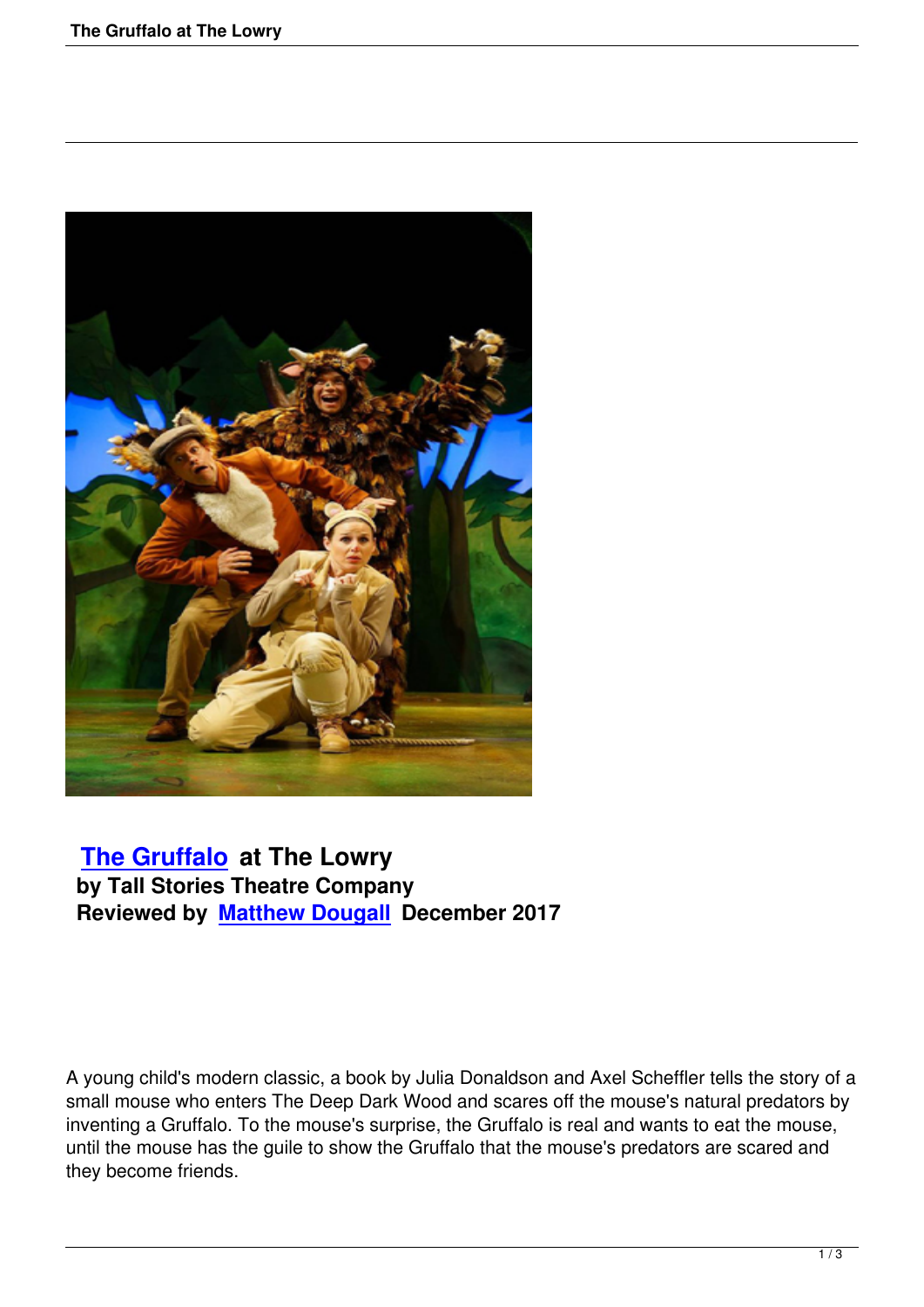## The Gruffalo at The Lowry

**by Tall Stories Theatre Company**
**Reviewed by Matthew Dougall December 2017**

A young child's modern classic, a book by Julia Donaldson and Axel Scheffler tells the story of a small mouse who enters The Deep Dark Wood and scares off the mouse's natural predators by inventing a Gruffalo. To the mouse's surprise, the Gruffalo is real and wants to eat the mouse, until the mouse has the guile to show the Gruffalo that the mouse's predators are scared and they become friends.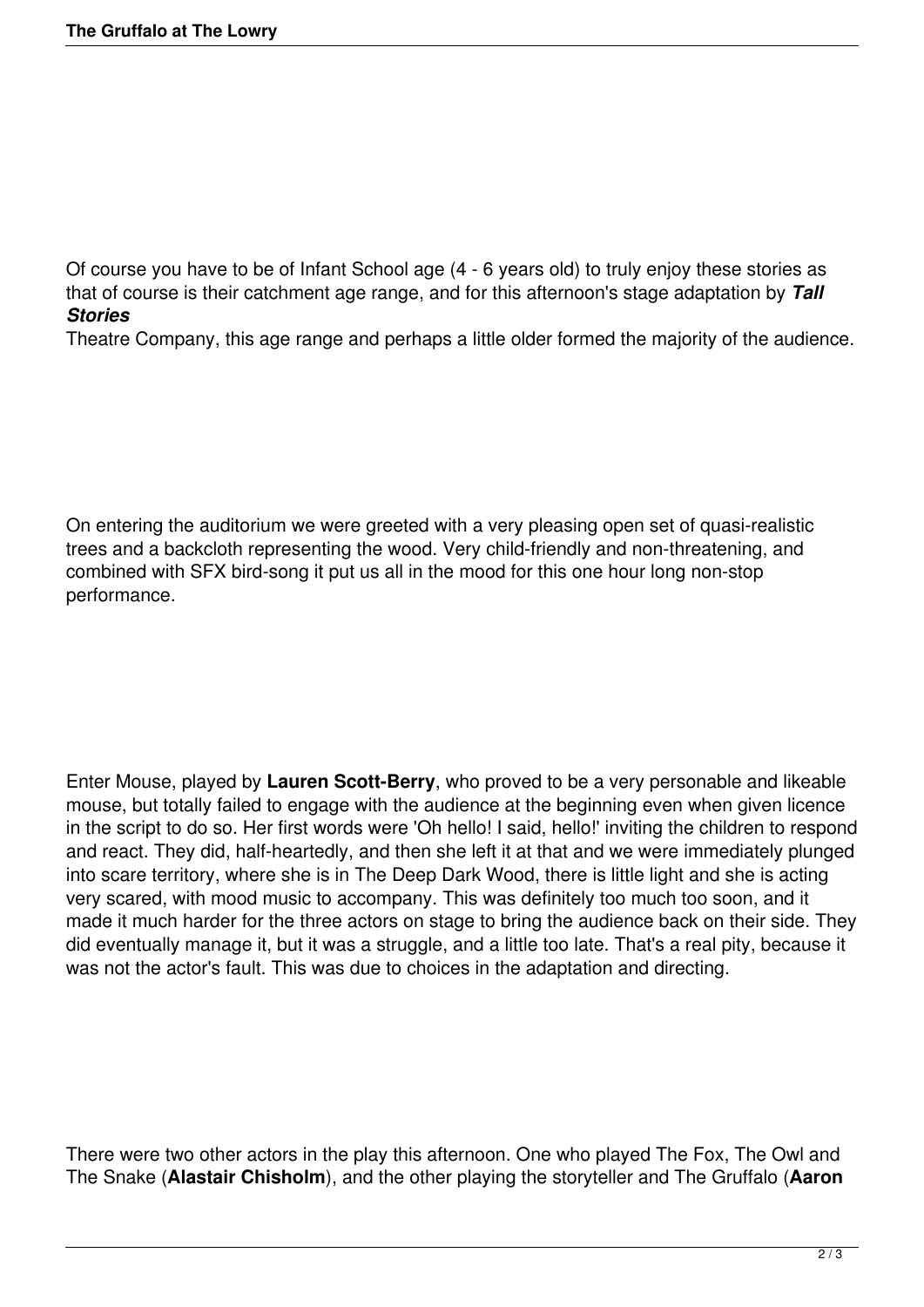Of course you have to be of Infant School age (4 - 6 years old) to truly enjoy these stories as that of course is their catchment age range, and for this afternoon's stage adaptation by ***Tall Stories*** Theatre Company, this age range and perhaps a little older formed the majority of the audience.

On entering the auditorium we were greeted with a very pleasing open set of quasi-realistic trees and a backcloth representing the wood. Very child-friendly and non-threatening, and combined with SFX bird-song it put us all in the mood for this one hour long non-stop performance.

Enter Mouse, played by **Lauren Scott-Berry**, who proved to be a very personable and likeable mouse, but totally failed to engage with the audience at the beginning even when given licence in the script to do so. Her first words were 'Oh hello! I said, hello!' inviting the children to respond and react. They did, half-heartedly, and then she left it at that and we were immediately plunged into scare territory, where she is in The Deep Dark Wood, there is little light and she is acting very scared, with mood music to accompany. This was definitely too much too soon, and it made it much harder for the three actors on stage to bring the audience back on their side. They did eventually manage it, but it was a struggle, and a little too late. That's a real pity, because it was not the actor's fault. This was due to choices in the adaptation and directing.

There were two other actors in the play this afternoon. One who played The Fox, The Owl and The Snake (**Alastair Chisholm**), and the other playing the storyteller and The Gruffalo (**Aaron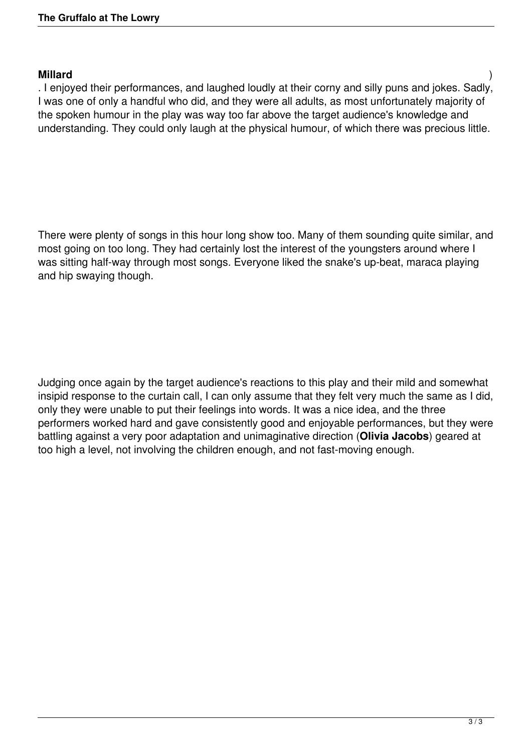**Millard** )

. I enjoyed their performances, and laughed loudly at their corny and silly puns and jokes. Sadly, I was one of only a handful who did, and they were all adults, as most unfortunately majority of the spoken humour in the play was way too far above the target audience's knowledge and understanding. They could only laugh at the physical humour, of which there was precious little.

There were plenty of songs in this hour long show too. Many of them sounding quite similar, and most going on too long. They had certainly lost the interest of the youngsters around where I was sitting half-way through most songs. Everyone liked the snake's up-beat, maraca playing and hip swaying though.

Judging once again by the target audience's reactions to this play and their mild and somewhat insipid response to the curtain call, I can only assume that they felt very much the same as I did, only they were unable to put their feelings into words. It was a nice idea, and the three performers worked hard and gave consistently good and enjoyable performances, but they were battling against a very poor adaptation and unimaginative direction (**Olivia Jacobs**) geared at too high a level, not involving the children enough, and not fast-moving enough.